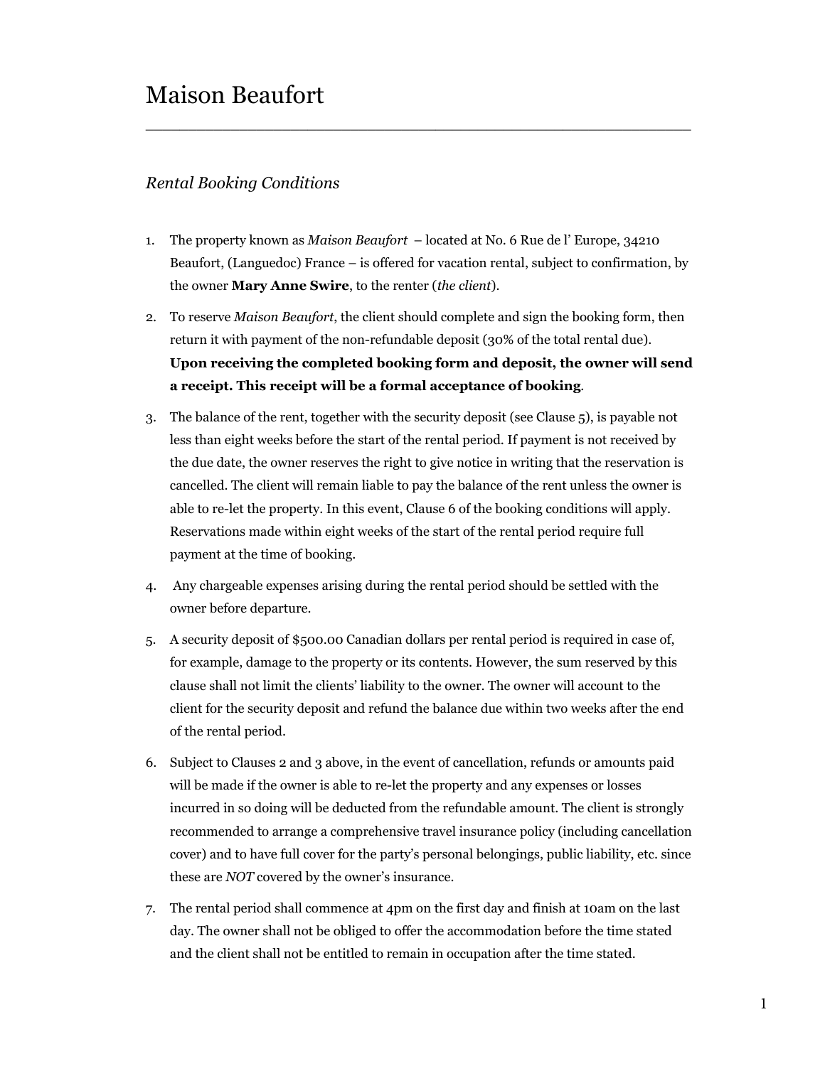# Maison Beaufort

---

## *Rental Booking Conditions*

1. The property known as *Maison Beaufort* – located at No. 6 Rue de l' Europe, 34210 Beaufort, (Languedoc) France – is offered for vacation rental, subject to confirmation, by the owner **Mary Anne Swire**, to the renter (*the client*).

2. To reserve *Maison Beaufort*, the client should complete and sign the booking form, then return it with payment of the non-refundable deposit (30% of the total rental due). **Upon receiving the completed booking form and deposit, the owner will send a receipt. This receipt will be a formal acceptance of booking**.

3. The balance of the rent, together with the security deposit (see Clause 5), is payable not less than eight weeks before the start of the rental period. If payment is not received by the due date, the owner reserves the right to give notice in writing that the reservation is cancelled. The client will remain liable to pay the balance of the rent unless the owner is able to re-let the property. In this event, Clause 6 of the booking conditions will apply. Reservations made within eight weeks of the start of the rental period require full payment at the time of booking.

4. Any chargeable expenses arising during the rental period should be settled with the owner before departure.

5. A security deposit of $500.00 Canadian dollars per rental period is required in case of, for example, damage to the property or its contents. However, the sum reserved by this clause shall not limit the clients' liability to the owner. The owner will account to the client for the security deposit and refund the balance due within two weeks after the end of the rental period.

6. Subject to Clauses 2 and 3 above, in the event of cancellation, refunds or amounts paid will be made if the owner is able to re-let the property and any expenses or losses incurred in so doing will be deducted from the refundable amount. The client is strongly recommended to arrange a comprehensive travel insurance policy (including cancellation cover) and to have full cover for the party's personal belongings, public liability, etc. since these are *NOT* covered by the owner's insurance.

7. The rental period shall commence at 4pm on the first day and finish at 10am on the last day. The owner shall not be obliged to offer the accommodation before the time stated and the client shall not be entitled to remain in occupation after the time stated.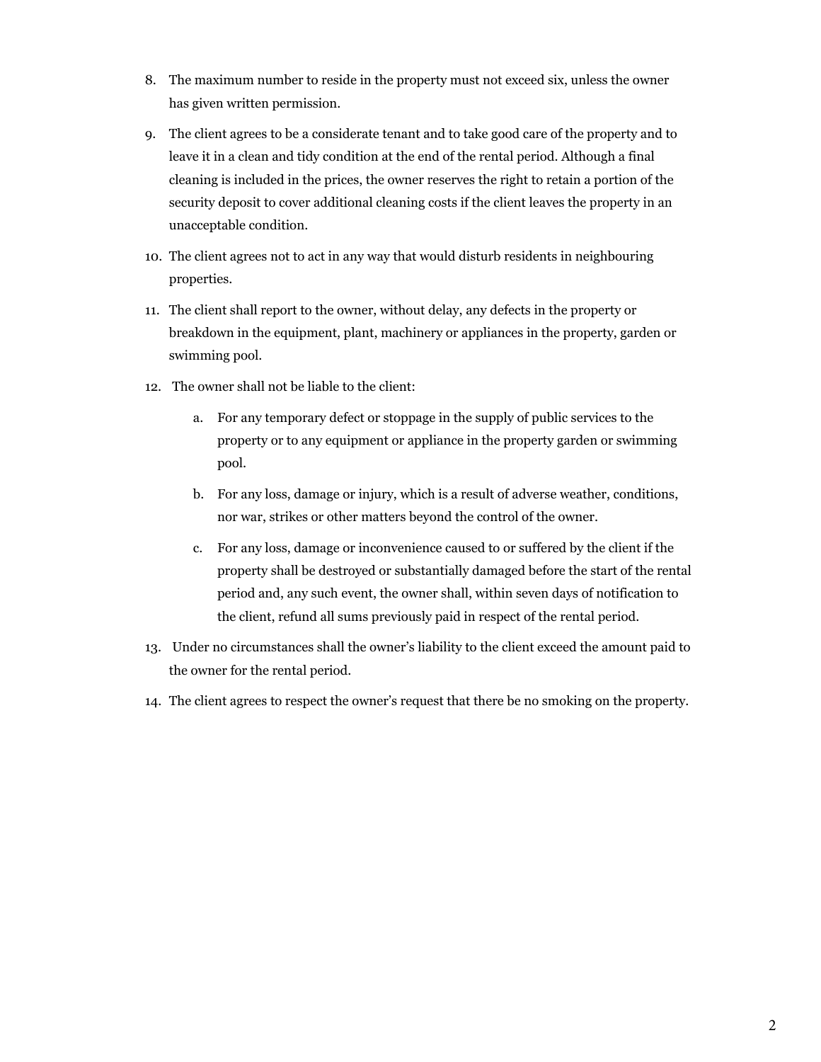8. The maximum number to reside in the property must not exceed six, unless the owner has given written permission.

9. The client agrees to be a considerate tenant and to take good care of the property and to leave it in a clean and tidy condition at the end of the rental period. Although a final cleaning is included in the prices, the owner reserves the right to retain a portion of the security deposit to cover additional cleaning costs if the client leaves the property in an unacceptable condition.

10. The client agrees not to act in any way that would disturb residents in neighbouring properties.

11. The client shall report to the owner, without delay, any defects in the property or breakdown in the equipment, plant, machinery or appliances in the property, garden or swimming pool.

12. The owner shall not be liable to the client:

    a. For any temporary defect or stoppage in the supply of public services to the property or to any equipment or appliance in the property garden or swimming pool.

    b. For any loss, damage or injury, which is a result of adverse weather, conditions, nor war, strikes or other matters beyond the control of the owner.

    c. For any loss, damage or inconvenience caused to or suffered by the client if the property shall be destroyed or substantially damaged before the start of the rental period and, any such event, the owner shall, within seven days of notification to the client, refund all sums previously paid in respect of the rental period.

13. Under no circumstances shall the owner's liability to the client exceed the amount paid to the owner for the rental period.

14. The client agrees to respect the owner's request that there be no smoking on the property.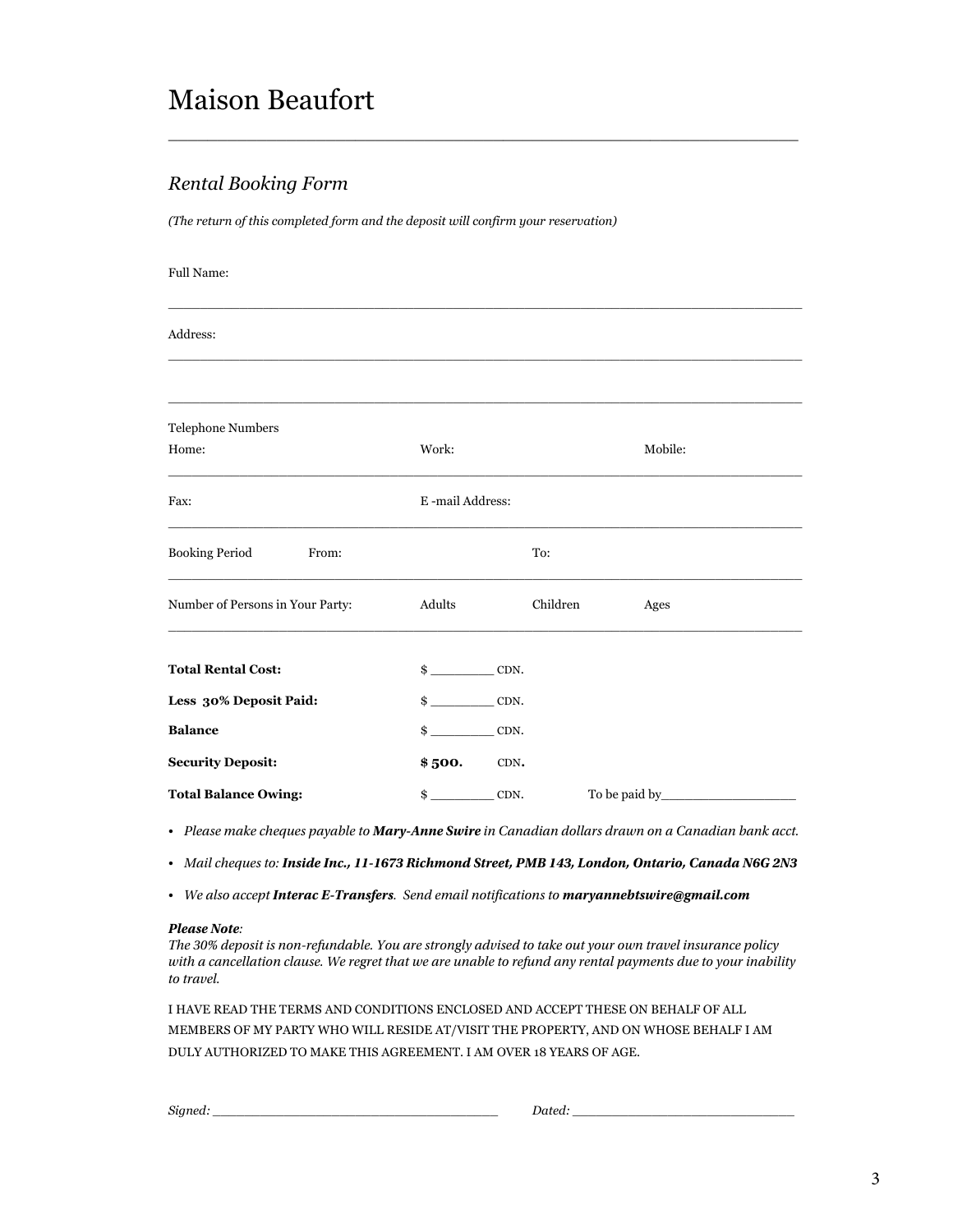# Maison Beaufort

---

## *Rental Booking Form*

*(The return of this completed form and the deposit will confirm your reservation)*

Full Name:

___

Address:

___

___

Telephone Numbers

Home: Work: Mobile:

___

Fax: E -mail Address:

___

Booking Period From: To:

___

Number of Persons in Your Party: Adults Children Ages

___

| | | |
|---|---|---|
| **Total Rental Cost:** | $ _________ CDN. | |
| **Less 30% Deposit Paid:** | $ _________ CDN. | |
| **Balance** | $ _________ CDN. | |
| **Security Deposit:** | **$ 500.** CDN. | |
| **Total Balance Owing:** | $ _________ CDN. | To be paid by__________________ |

- *Please make cheques payable to **Mary-Anne Swire** in Canadian dollars drawn on a Canadian bank acct.*
- *Mail cheques to: **Inside Inc., 11-1673 Richmond Street, PMB 143, London, Ontario, Canada N6G 2N3***
- *We also accept **Interac E-Transfers**. Send email notifications to **maryannebtswire@gmail.com***

***Please Note**:*
*The 30% deposit is non-refundable. You are strongly advised to take out your own travel insurance policy with a cancellation clause. We regret that we are unable to refund any rental payments due to your inability to travel.*

I HAVE READ THE TERMS AND CONDITIONS ENCLOSED AND ACCEPT THESE ON BEHALF OF ALL MEMBERS OF MY PARTY WHO WILL RESIDE AT/VISIT THE PROPERTY, AND ON WHOSE BEHALF I AM DULY AUTHORIZED TO MAKE THIS AGREEMENT. I AM OVER 18 YEARS OF AGE.

*Signed:* _____________________________________ *Dated:* _____________________________